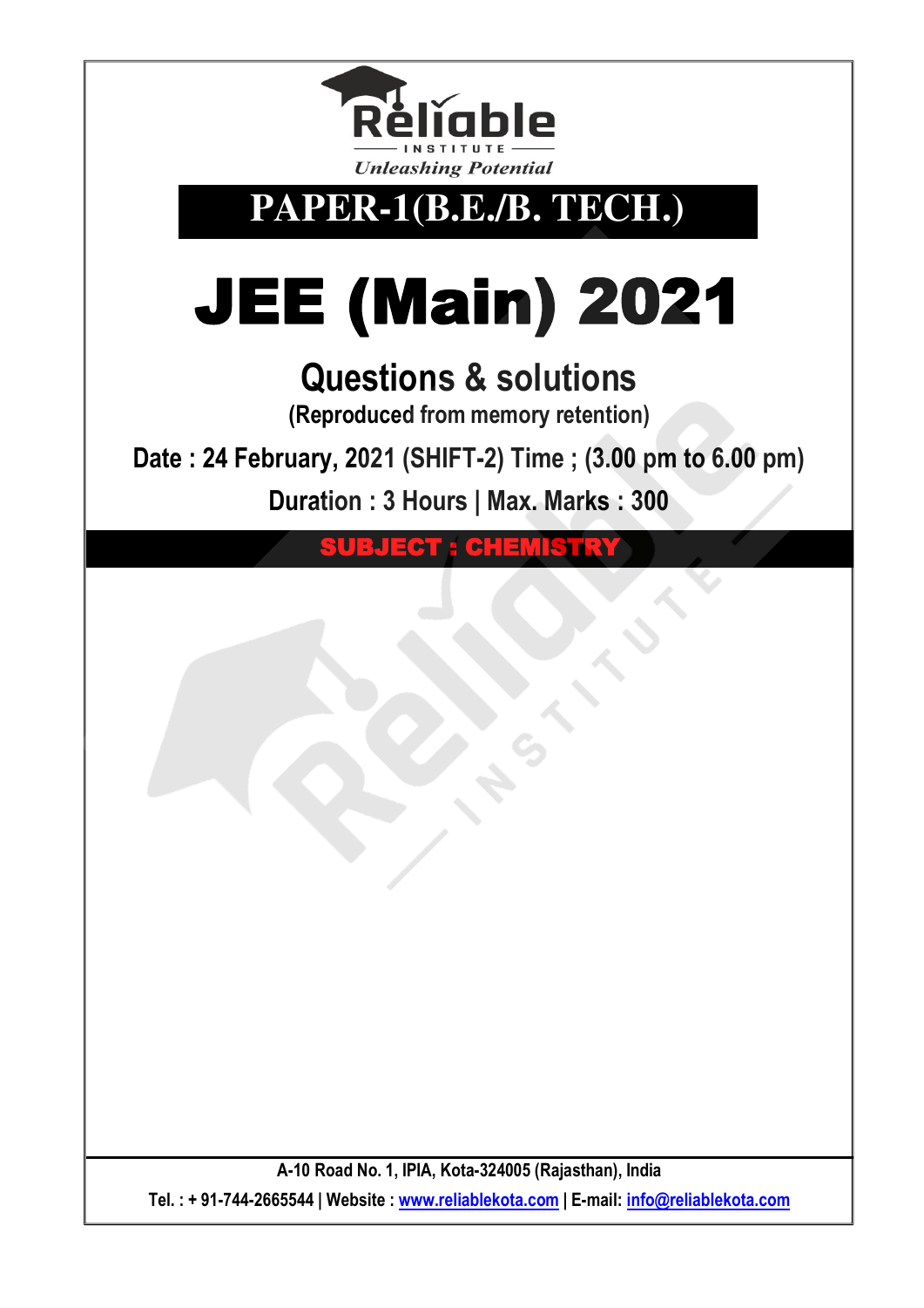Reliable
INSTITUTE
*Unleashing Potential*

# PAPER-1(B.E./B. TECH.)

# JEE (Main) 2021

## Questions & solutions

**(Reproduced from memory retention)**

**Date : 24 February, 2021 (SHIFT-2) Time ; (3.00 pm to 6.00 pm)**

**Duration : 3 Hours | Max. Marks : 300**

**SUBJECT : CHEMISTRY**

A-10 Road No. 1, IPIA, Kota-324005 (Rajasthan), India

Tel. : + 91-744-2665544 | Website : www.reliablekota.com | E-mail: info@reliablekota.com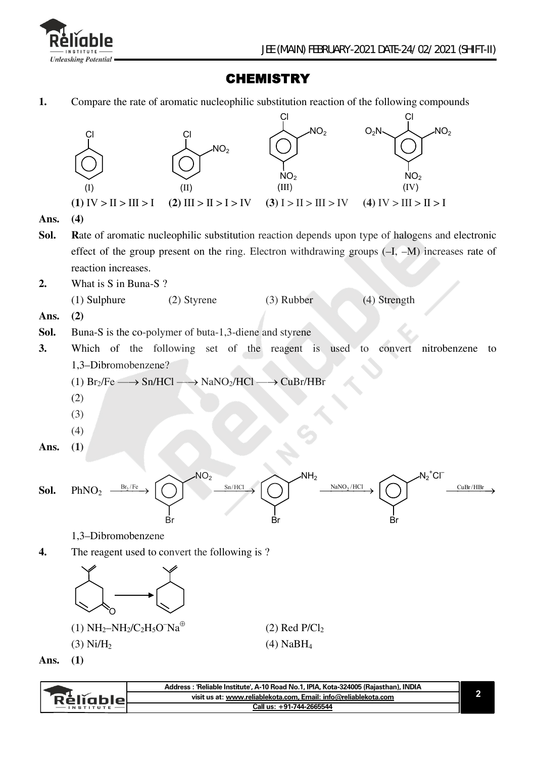# CHEMISTRY

**1.** Compare the rate of aromatic nucleophilic substitution reaction of the following compounds

(I) Chlorobenzene (II) 1-Chloro-2-nitrobenzene (III) 1-Chloro-2,4-dinitrobenzene (IV) 1-Chloro-2,4,6-trinitrobenzene

**(1)** IV > II > III > I **(2)** III > II > I > IV **(3)** I > II > III > IV **(4)** IV > III > II > I

**Ans.** **(4)**

**Sol.** **R**ate of aromatic nucleophilic substitution reaction depends upon type of halogens and electronic effect of the group present on the ring. Electron withdrawing groups (–I, –M) increases rate of reaction increases.

**2.** What is S in Buna-S ?

(1) Sulphure (2) Styrene (3) Rubber (4) Strength

**Ans.** **(2)**

**Sol.** Buna-S is the co-polymer of buta-1,3-diene and styrene

**3.** Which of the following set of the reagent is used to convert nitrobenzene to 1,3–Dibromobenzene?

(1) $Br_2/Fe \longrightarrow Sn/HCl \longrightarrow NaNO_2/HCl \longrightarrow CuBr/HBr$

(2)

(3)

(4)

**Ans.** **(1)**

**Sol.** $PhNO_2 \xrightarrow{Br_2/Fe}$ (3-bromonitrobenzene) $\xrightarrow{Sn/HCl}$ (3-bromoaniline) $\xrightarrow{NaNO_2/HCl}$ (3-bromobenzenediazonium chloride, $N_2^+Cl^-$) $\xrightarrow{CuBr/HBr}$

1,3–Dibromobenzene

**4.** The reagent used to convert the following is ?

(Cyclohexenone bearing an exocyclic alkene substituent) $\longrightarrow$ (corresponding cyclohexene without C=O)

(1) $NH_2–NH_2/C_2H_5O^-Na^{\oplus}$ (2) Red $P/Cl_2$

(3) $Ni/H_2$ (4) $NaBH_4$

**Ans.** **(1)**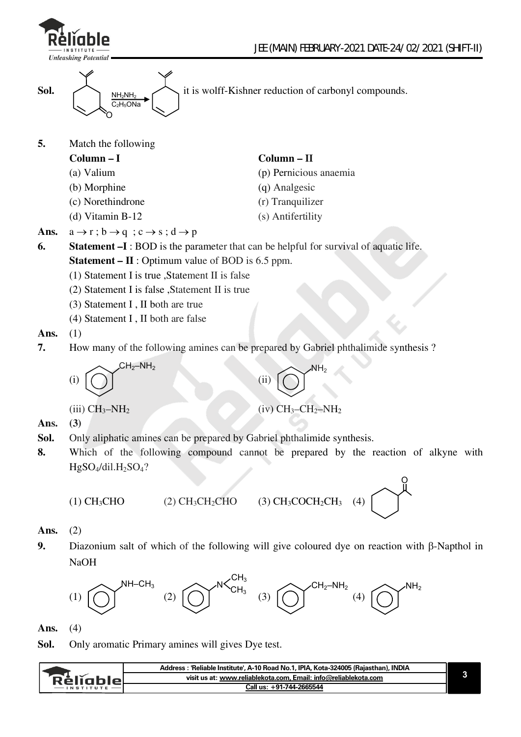**Sol.** it is wolff-Kishner reduction of carbonyl compounds.

(Reaction: cyclohexenone bearing an isopropenyl group $\xrightarrow[C_2H_5ONa]{NH_2NH_2}$ cyclohexene bearing an isopropenyl group)

**5.** Match the following

| Column – I | Column – II |
|---|---|
| (a) Valium | (p) Pernicious anaemia |
| (b) Morphine | (q) Analgesic |
| (c) Norethindrone | (r) Tranquilizer |
| (d) Vitamin B-12 | (s) Antifertility |

**Ans.** $a \rightarrow r$ ; $b \rightarrow q$ ; $c \rightarrow s$ ; $d \rightarrow p$

**6.** **Statement –I** : BOD is the parameter that can be helpful for survival of aquatic life.

**Statement – II** : Optimum value of BOD is 6.5 ppm.

(1) Statement I is true ,Statement II is false

(2) Statement I is false ,Statement II is true

(3) Statement I , II both are true

(4) Statement I , II both are false

**Ans.** (1)

**7.** How many of the following amines can be prepared by Gabriel phthalimide synthesis ?

(i) $C_6H_5$–$CH_2$–$NH_2$ (benzylamine)   (ii) $C_6H_5$–$NH_2$ (aniline)

(iii) $CH_3$–$NH_2$   (iv) $CH_3$–$CH_2$–$NH_2$

**Ans.** **(3)**

**Sol.** Only aliphatic amines can be prepared by Gabriel phthalimide synthesis.

**8.** Which of the following compound cannot be prepared by the reaction of alkyne with $HgSO_4$/dil.$H_2SO_4$?

(1) $CH_3CHO$   (2) $CH_3CH_2CHO$   (3) $CH_3COCH_2CH_3$   (4) cyclohexyl methyl ketone ($C_6H_{11}$–$CO$–$CH_3$)

**Ans.** (2)

**9.** Diazonium salt of which of the following will give coloured dye on reaction with β-Napthol in NaOH

(1) $C_6H_5$–$NH$–$CH_3$   (2) $C_6H_5$–$N(CH_3)_2$   (3) $C_6H_5$–$CH_2$–$NH_2$   (4) $C_6H_5$–$NH_2$

**Ans.** (4)

**Sol.** Only aromatic Primary amines will gives Dye test.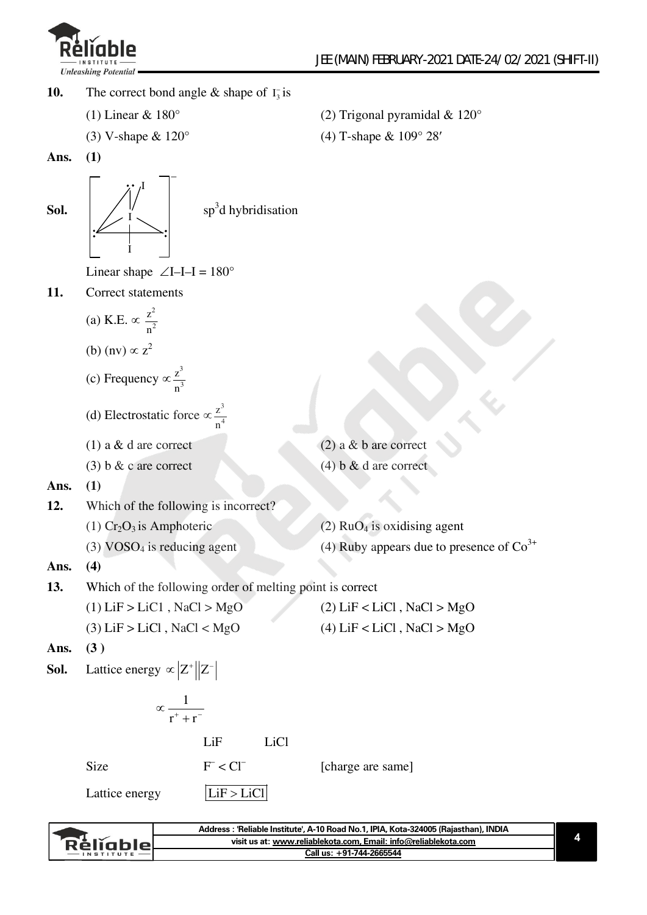**10.** The correct bond angle & shape of $I_3^-$ is

(1) Linear & 180°

(2) Trigonal pyramidal & 120°

(3) V-shape & 120°

(4) T-shape & 109° 28′

**Ans. (1)**

**Sol.** $sp^3d$ hybridisation

Linear shape $\angle$I–I–I = 180°

**11.** Correct statements

(a) K.E. $\propto \frac{z^2}{n^2}$

(b) (nv) $\propto z^2$

(c) Frequency $\propto \frac{z^3}{n^3}$

(d) Electrostatic force $\propto \frac{z^3}{n^4}$

(1) a & d are correct

(2) a & b are correct

(3) b & c are correct

(4) b & d are correct

**Ans. (1)**

**12.** Which of the following is incorrect?

(1) $Cr_2O_3$ is Amphoteric

(2) $RuO_4$ is oxidising agent

(3) $VOSO_4$ is reducing agent

(4) Ruby appears due to presence of $Co^{3+}$

**Ans. (4)**

**13.** Which of the following order of melting point is correct

(1) LiF > LiCl , NaCl > MgO

(2) LiF < LiCl , NaCl > MgO

(3) LiF > LiCl , NaCl < MgO

(4) LiF < LiCl , NaCl > MgO

**Ans. (3)**

**Sol.** Lattice energy $\propto |Z^+||Z^-|$

$$\propto \frac{1}{r^+ + r^-}$$

| | LiF | LiCl | |
|---|---|---|---|
| Size | $F^- < Cl^-$ | | [charge are same] |
| Lattice energy | LiF > LiCl | | |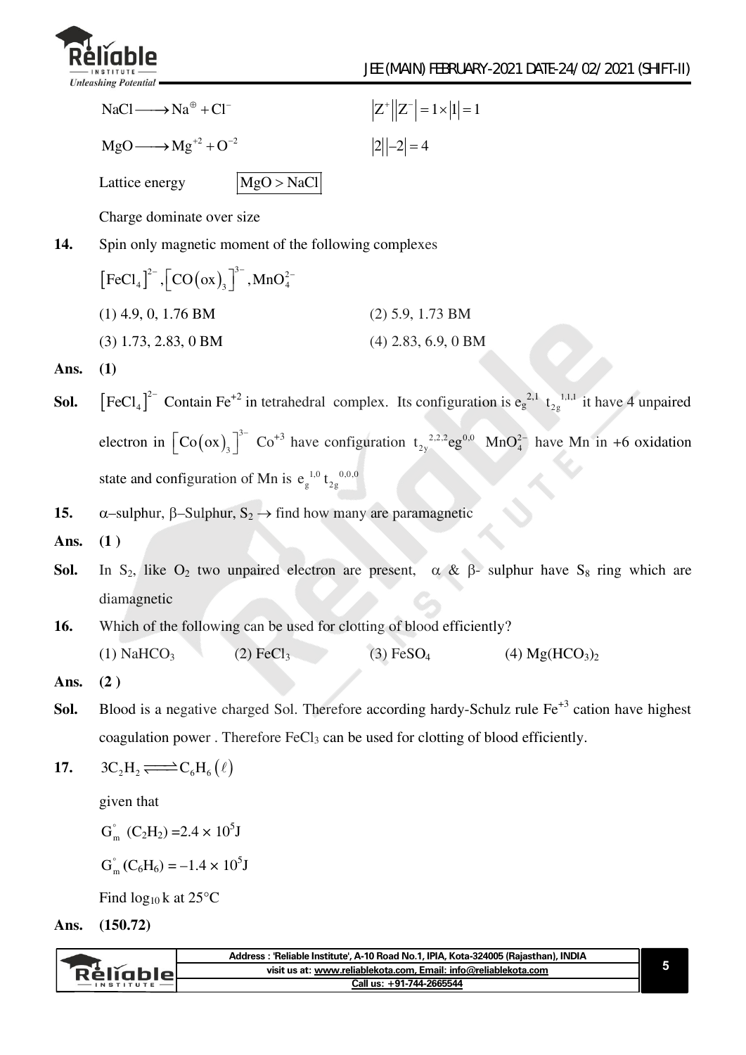$NaCl \longrightarrow Na^{\oplus} + Cl^{-}$ $\qquad |Z^{+}||Z^{-}| = 1 \times |1| = 1$

$MgO \longrightarrow Mg^{+2} + O^{-2}$ $\qquad |2||-2| = 4$

Lattice energy $\boxed{MgO > NaCl}$

Charge dominate over size

**14.** Spin only magnetic moment of the following complexes

$\left[FeCl_4\right]^{2-}, \left[CO(ox)_3\right]^{3-}, MnO_4^{2-}$

(1) 4.9, 0, 1.76 BM $\qquad$ (2) 5.9, 1.73 BM

(3) 1.73, 2.83, 0 BM $\qquad$ (4) 2.83, 6.9, 0 BM

**Ans.** **(1)**

**Sol.** $\left[FeCl_4\right]^{2-}$ Contain $Fe^{+2}$ in tetrahedral complex. Its configuration is $e_g^{2,1}\ t_{2g}^{1,1,1}$ it have 4 unpaired electron in $\left[Co(ox)_3\right]^{3-}$ $Co^{+3}$ have configuration $t_{2y}^{2,2,2}eg^{0,0}$ $MnO_4^{2-}$ have Mn in +6 oxidation state and configuration of Mn is $e_g^{1,0}\ t_{2g}^{0,0,0}$

**15.** $\alpha$–sulphur, $\beta$–Sulphur, $S_2 \rightarrow$ find how many are paramagnetic

**Ans.** **(1 )**

**Sol.** In $S_2$, like $O_2$ two unpaired electron are present, $\alpha$ & $\beta$- sulphur have $S_8$ ring which are diamagnetic

**16.** Which of the following can be used for clotting of blood efficiently?

(1) $NaHCO_3$ $\qquad$ (2) $FeCl_3$ $\qquad$ (3) $FeSO_4$ $\qquad$ (4) $Mg(HCO_3)_2$

**Ans.** **(2 )**

**Sol.** Blood is a negative charged Sol. Therefore according hardy-Schulz rule $Fe^{+3}$ cation have highest coagulation power . Therefore $FeCl_3$ can be used for clotting of blood efficiently.

**17.** $3C_2H_2 \rightleftharpoons C_6H_6(\ell)$

given that

$G_m^{\circ}\ (C_2H_2) = 2.4 \times 10^5 J$

$G_m^{\circ}\ (C_6H_6) = -1.4 \times 10^5 J$

Find $\log_{10} k$ at 25°C

**Ans.** **(150.72)**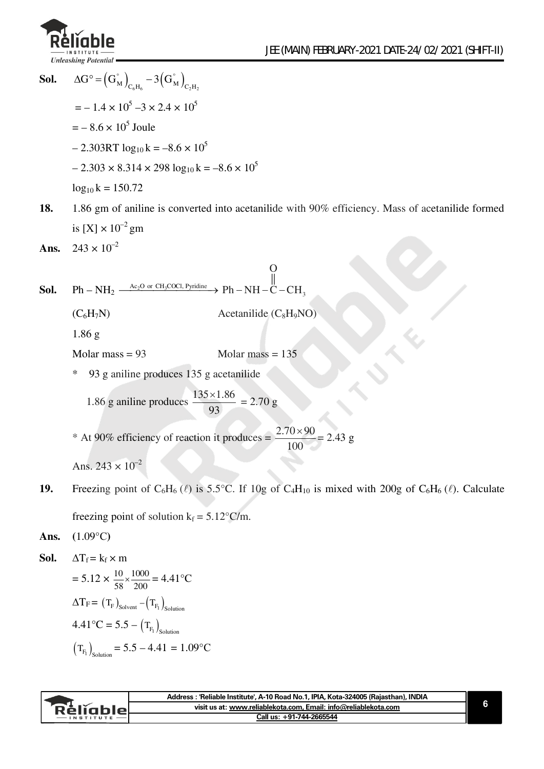**Sol.** $\Delta G^\circ = \left(G^\circ_M\right)_{C_6H_6} - 3\left(G^\circ_M\right)_{C_2H_2}$

$= -1.4 \times 10^5 - 3 \times 2.4 \times 10^5$

$= -8.6 \times 10^5$ Joule

$-2.303RT \log_{10} k = -8.6 \times 10^5$

$-2.303 \times 8.314 \times 298 \log_{10} k = -8.6 \times 10^5$

$\log_{10} k = 150.72$

**18.** 1.86 gm of aniline is converted into acetanilide with 90% efficiency. Mass of acetanilide formed is $[X] \times 10^{-2}$ gm

**Ans.** $243 \times 10^{-2}$

**Sol.** $Ph - NH_2 \xrightarrow{Ac_2O \text{ or } CH_3COCl, \text{ Pyridine}} Ph - NH - \overset{\overset{O}{\|}}{C} - CH_3$

$(C_6H_7N)$ Acetanilide $(C_8H_9NO)$

1.86 g

Molar mass = 93 Molar mass = 135

\* 93 g aniline produces 135 g acetanilide

1.86 g aniline produces $\frac{135 \times 1.86}{93} = 2.70$ g

\* At 90% efficiency of reaction it produces = $\frac{2.70 \times 90}{100} = 2.43$ g

Ans. $243 \times 10^{-2}$

**19.** Freezing point of $C_6H_6$ ($\ell$) is 5.5°C. If 10g of $C_4H_{10}$ is mixed with 200g of $C_6H_6$ ($\ell$). Calculate freezing point of solution $k_f = 5.12$°C/m.

**Ans.** (1.09°C)

**Sol.** $\Delta T_f = k_f \times m$

$= 5.12 \times \frac{10}{58} \times \frac{1000}{200} = 4.41$°C

$\Delta T_F = \left(T_F\right)_{Solvent} - \left(T_{F_1}\right)_{Solution}$

$4.41°C = 5.5 - \left(T_{F_1}\right)_{Solution}$

$\left(T_{F_1}\right)_{Solution} = 5.5 - 4.41 = 1.09°C$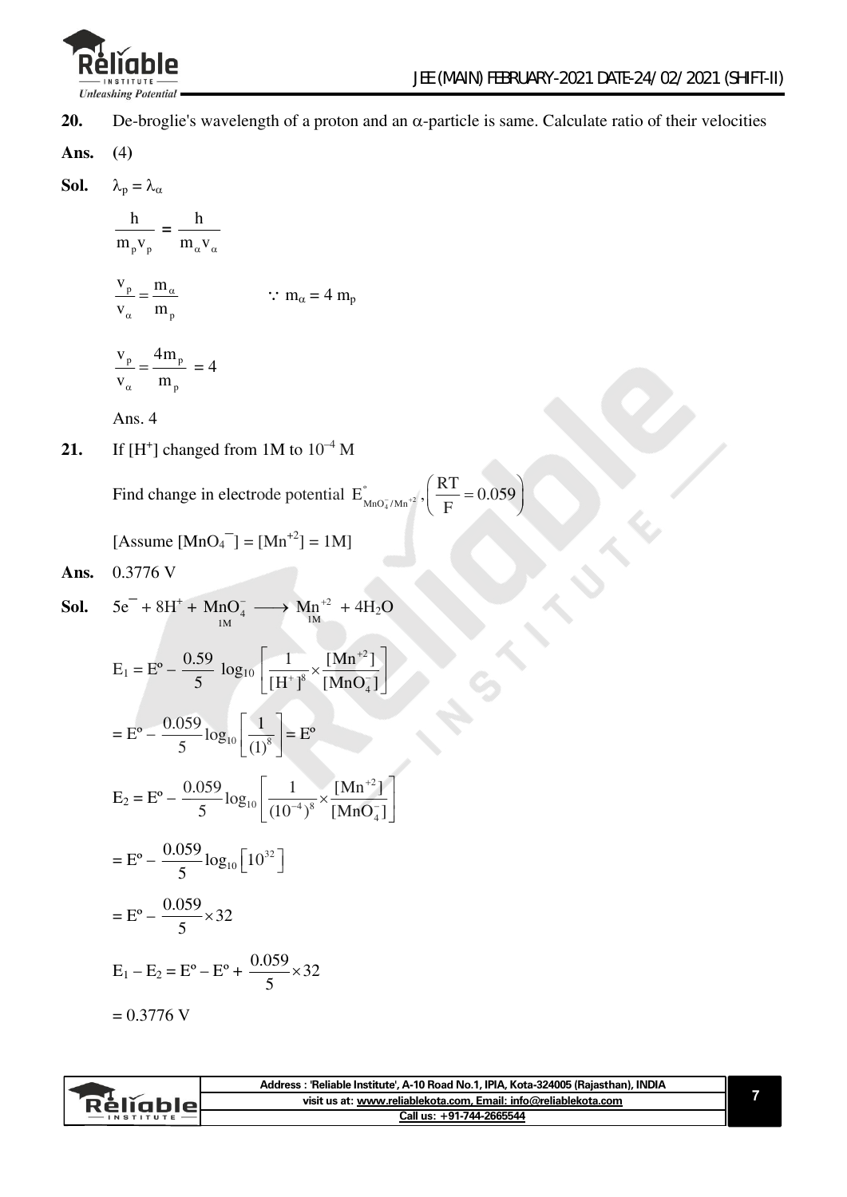**20.** De-broglie's wavelength of a proton and an $\alpha$-particle is same. Calculate ratio of their velocities

**Ans.** (4)

**Sol.** $\lambda_p = \lambda_\alpha$

$$\frac{h}{m_p v_p} = \frac{h}{m_\alpha v_\alpha}$$

$$\frac{v_p}{v_\alpha} = \frac{m_\alpha}{m_p} \qquad \because m_\alpha = 4\, m_p$$

$$\frac{v_p}{v_\alpha} = \frac{4m_p}{m_p} = 4$$

Ans. 4

**21.** If $[H^+]$ changed from 1M to $10^{-4}$ M

Find change in electrode potential $E^\circ_{MnO_4^-/Mn^{+2}}, \left(\frac{RT}{F} = 0.059\right)$

[Assume $[MnO_4^-] = [Mn^{+2}] = 1M$]

**Ans.** 0.3776 V

**Sol.** $5e^- + 8H^+ + \underset{1M}{MnO_4^-} \longrightarrow \underset{1M}{Mn^{+2}} + 4H_2O$

$$E_1 = E^o - \frac{0.59}{5} \log_{10}\left[\frac{1}{[H^+]^8} \times \frac{[Mn^{+2}]}{[MnO_4^-]}\right]$$

$$= E^o - \frac{0.059}{5}\log_{10}\left[\frac{1}{(1)^8}\right] = E^o$$

$$E_2 = E^o - \frac{0.059}{5}\log_{10}\left[\frac{1}{(10^{-4})^8} \times \frac{[Mn^{+2}]}{[MnO_4^-]}\right]$$

$$= E^o - \frac{0.059}{5}\log_{10}\left[10^{32}\right]$$

$$= E^o - \frac{0.059}{5} \times 32$$

$$E_1 - E_2 = E^o - E^o + \frac{0.059}{5} \times 32$$

$$= 0.3776 \text{ V}$$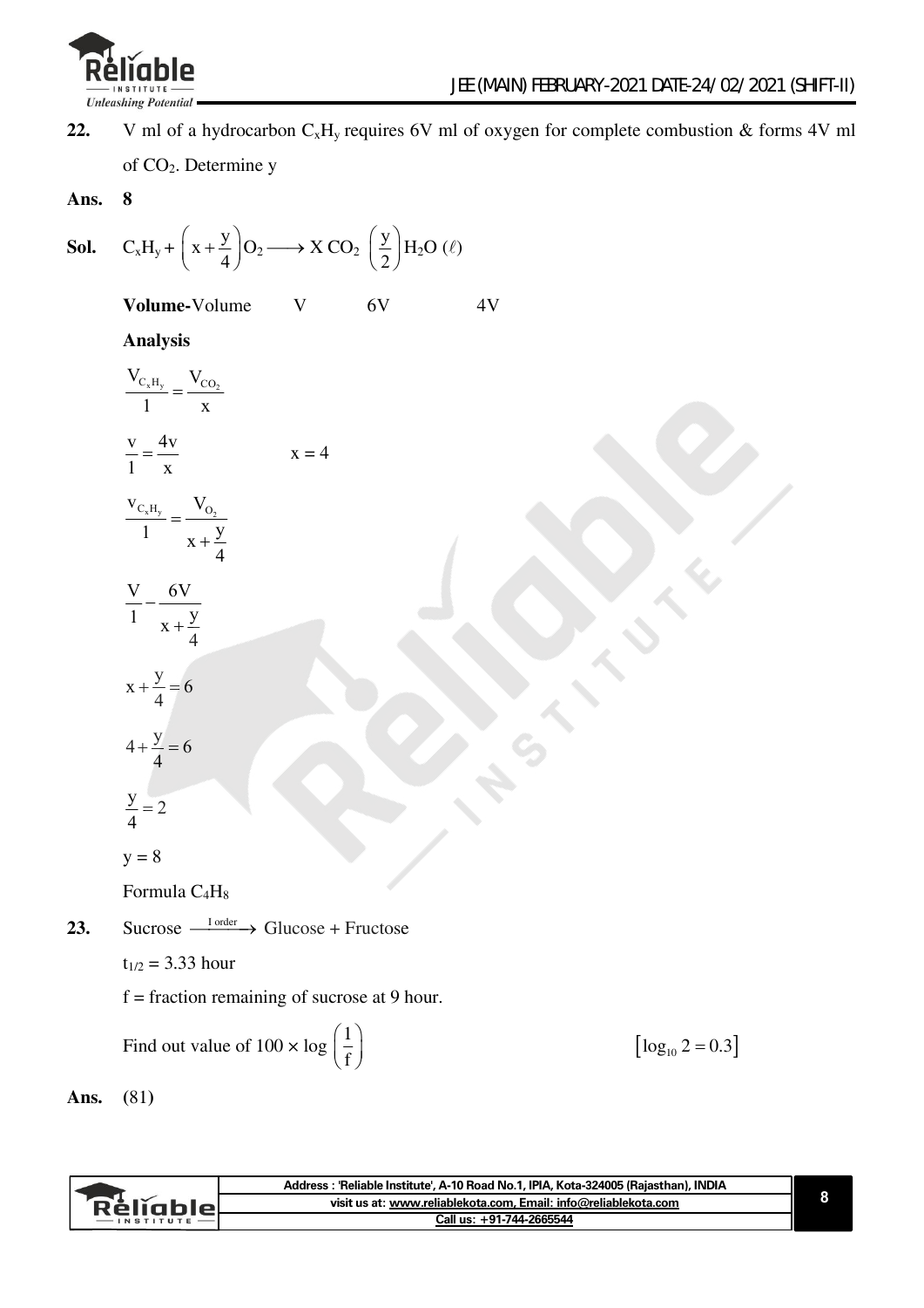**22.** V ml of a hydrocarbon $C_xH_y$ requires 6V ml of oxygen for complete combustion & forms 4V ml of $CO_2$. Determine y

**Ans.** **8**

**Sol.** $C_xH_y + \left(x + \frac{y}{4}\right)O_2 \longrightarrow X\ CO_2\ \left(\frac{y}{2}\right)H_2O\ (\ell)$

**Volume-**Volume V 6V 4V

**Analysis**

$$\frac{V_{C_xH_y}}{1} = \frac{V_{CO_2}}{x}$$

$$\frac{v}{1} = \frac{4v}{x} \qquad x = 4$$

$$\frac{V_{C_xH_y}}{1} = \frac{V_{O_2}}{x + \frac{y}{4}}$$

$$\frac{V}{1} - \frac{6V}{x + \frac{y}{4}}$$

$$x + \frac{y}{4} = 6$$

$$4 + \frac{y}{4} = 6$$

$$\frac{y}{4} = 2$$

$$y = 8$$

Formula $C_4H_8$

**23.** Sucrose $\xrightarrow{\text{I order}}$ Glucose + Fructose

$t_{1/2} = 3.33$ hour

f = fraction remaining of sucrose at 9 hour.

Find out value of $100 \times \log\left(\frac{1}{f}\right)$ $\qquad [\log_{10} 2 = 0.3]$

**Ans.** (81)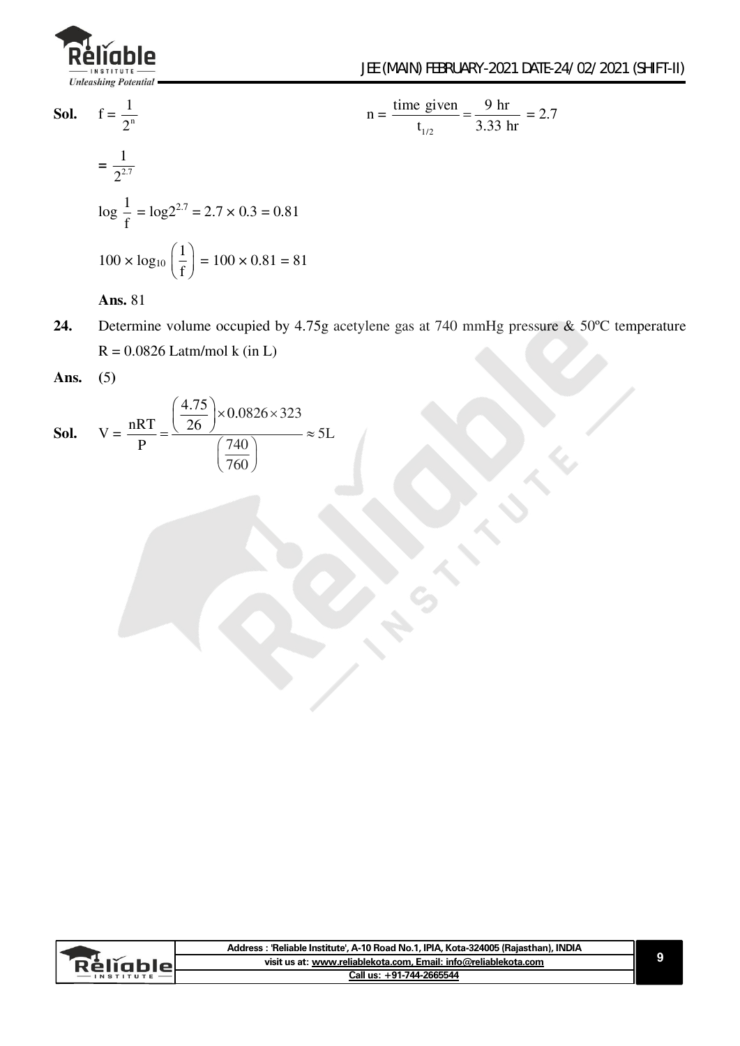**Sol.** $f = \frac{1}{2^n}$ $\qquad\qquad$ $n = \frac{\text{time given}}{t_{1/2}} = \frac{9 \text{ hr}}{3.33 \text{ hr}} = 2.7$

$= \frac{1}{2^{2.7}}$

$\log \frac{1}{f} = \log 2^{2.7} = 2.7 \times 0.3 = 0.81$

$100 \times \log_{10}\left(\frac{1}{f}\right) = 100 \times 0.81 = 81$

**Ans.** 81

**24.** Determine volume occupied by 4.75g acetylene gas at 740 mmHg pressure & 50ºC temperature $R = 0.0826$ Latm/mol k (in L)

**Ans.** (5)

**Sol.** $V = \frac{nRT}{P} = \frac{\left(\frac{4.75}{26}\right) \times 0.0826 \times 323}{\left(\frac{740}{760}\right)} \approx 5L$